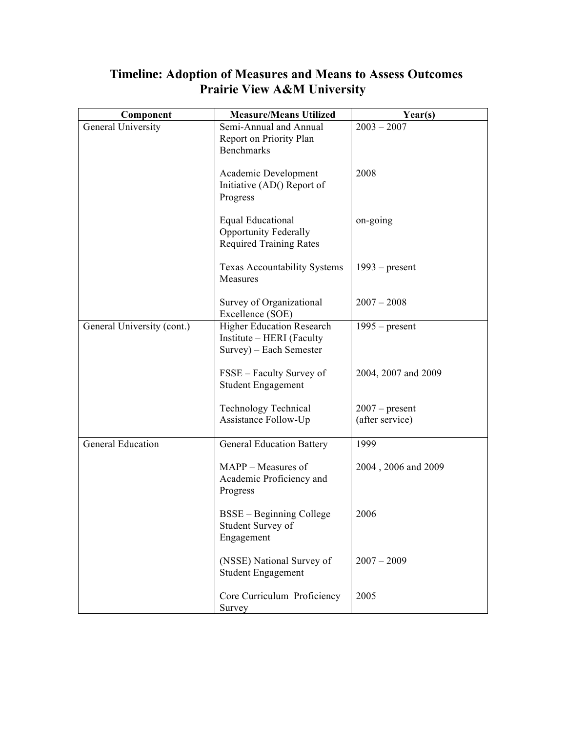# Timeline: Adoption of Measures and Means to Assess Outcomes
# Prairie View A&M University

| Component | Measure/Means Utilized | Year(s) |
| --- | --- | --- |
| General University | Semi-Annual and Annual Report on Priority Plan Benchmarks | 2003 – 2007 |
| | Academic Development Initiative (AD() Report of Progress | 2008 |
| | Equal Educational Opportunity Federally Required Training Rates | on-going |
| | Texas Accountability Systems Measures | 1993 – present |
| | Survey of Organizational Excellence (SOE) | 2007 – 2008 |
| General University (cont.) | Higher Education Research Institute – HERI (Faculty Survey) – Each Semester | 1995 – present |
| | FSSE – Faculty Survey of Student Engagement | 2004, 2007 and 2009 |
| | Technology Technical Assistance Follow-Up | 2007 – present (after service) |
| General Education | General Education Battery | 1999 |
| | MAPP – Measures of Academic Proficiency and Progress | 2004 , 2006 and 2009 |
| | BSSE – Beginning College Student Survey of Engagement | 2006 |
| | (NSSE) National Survey of Student Engagement | 2007 – 2009 |
| | Core Curriculum Proficiency Survey | 2005 |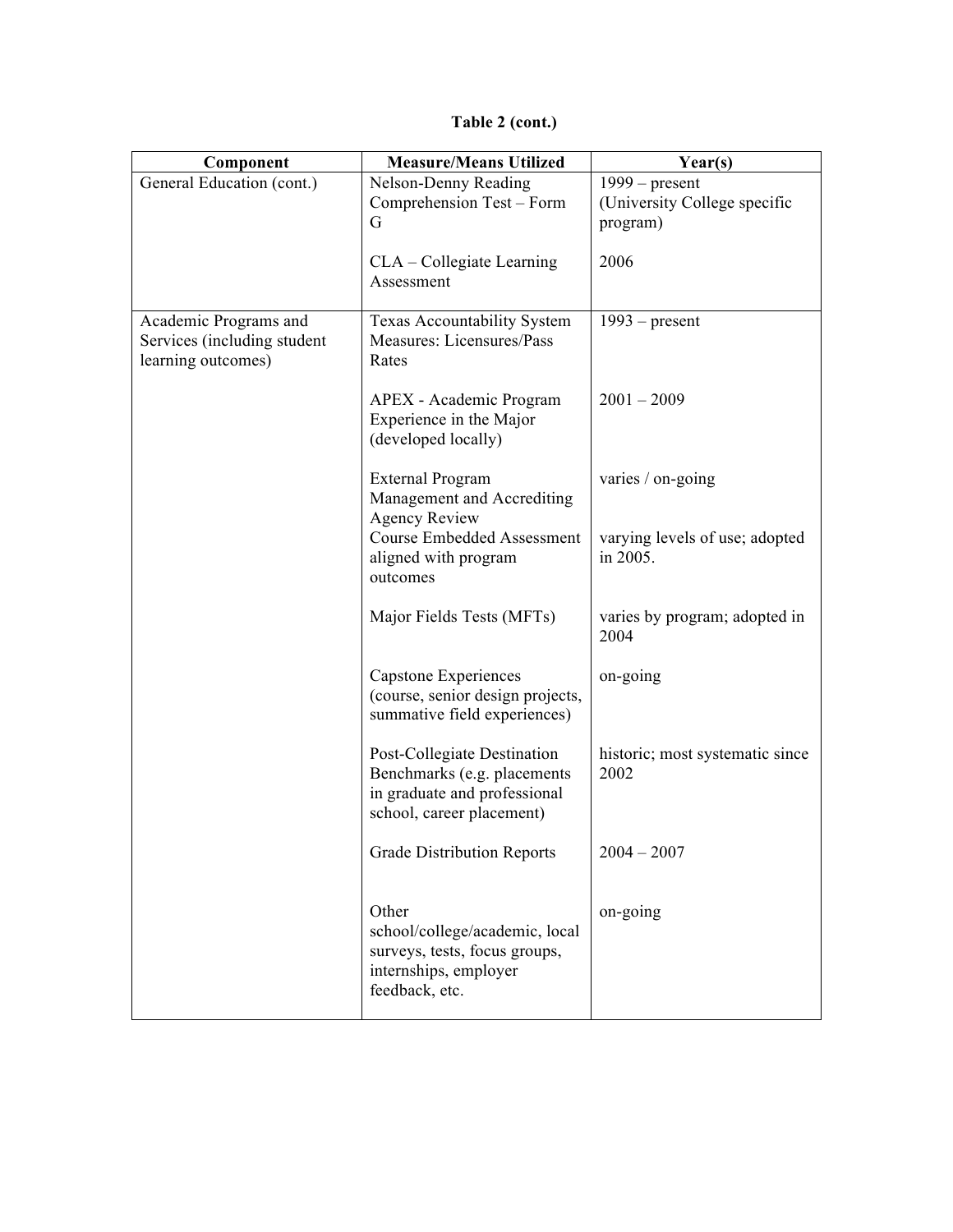**Table 2 (cont.)**

| Component | Measure/Means Utilized | Year(s) |
|---|---|---|
| General Education (cont.) | Nelson-Denny Reading Comprehension Test – Form G | 1999 – present (University College specific program) |
| | CLA – Collegiate Learning Assessment | 2006 |
| Academic Programs and Services (including student learning outcomes) | Texas Accountability System Measures: Licensures/Pass Rates | 1993 – present |
| | APEX - Academic Program Experience in the Major (developed locally) | 2001 – 2009 |
| | External Program Management and Accrediting Agency Review | varies / on-going |
| | Course Embedded Assessment aligned with program outcomes | varying levels of use; adopted in 2005. |
| | Major Fields Tests (MFTs) | varies by program; adopted in 2004 |
| | Capstone Experiences (course, senior design projects, summative field experiences) | on-going |
| | Post-Collegiate Destination Benchmarks (e.g. placements in graduate and professional school, career placement) | historic; most systematic since 2002 |
| | Grade Distribution Reports | 2004 – 2007 |
| | Other school/college/academic, local surveys, tests, focus groups, internships, employer feedback, etc. | on-going |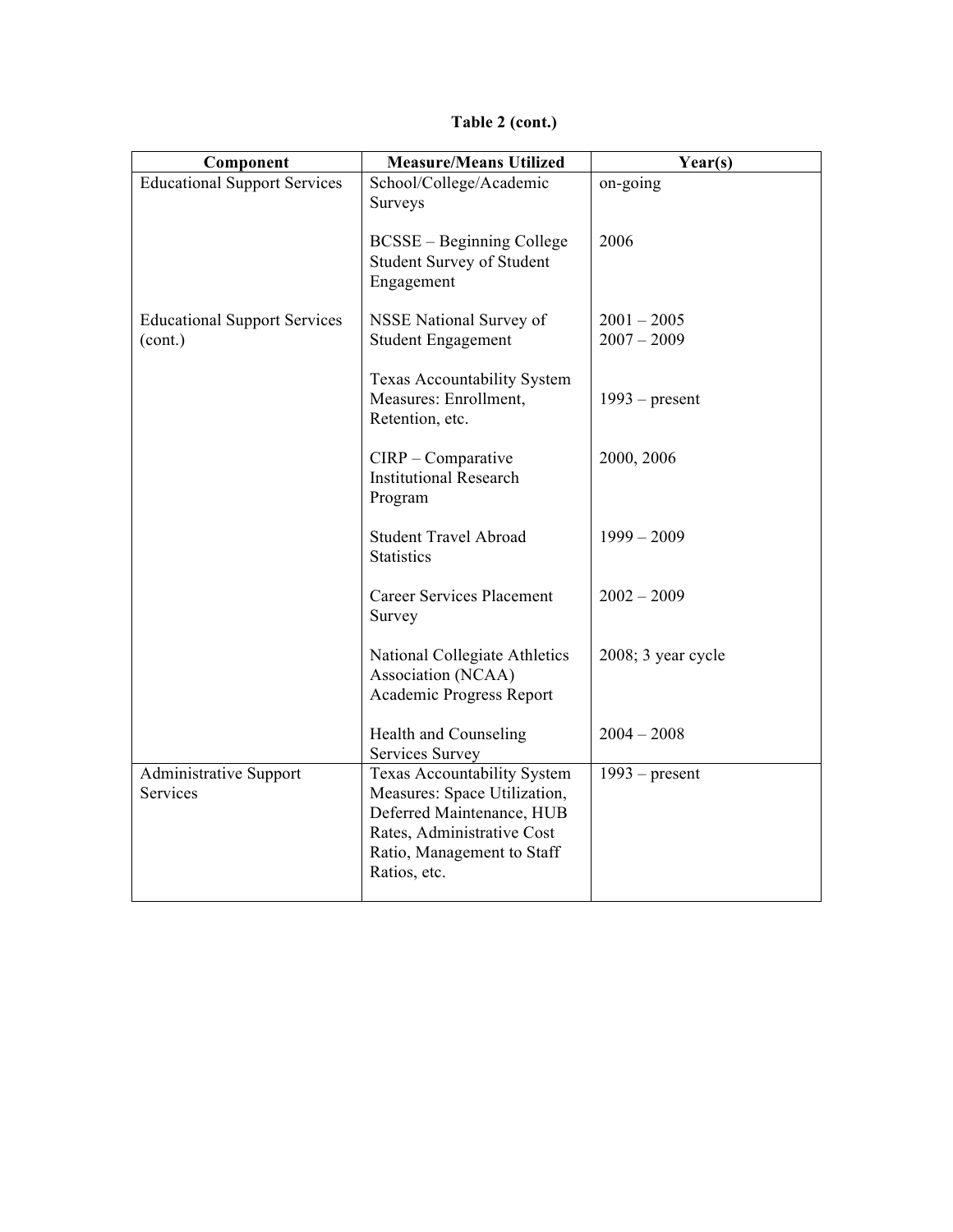**Table 2 (cont.)**

| Component | Measure/Means Utilized | Year(s) |
|---|---|---|
| Educational Support Services | School/College/Academic Surveys | on-going |
| | BCSSE – Beginning College Student Survey of Student Engagement | 2006 |
| Educational Support Services (cont.) | NSSE National Survey of Student Engagement | 2001 – 2005<br>2007 – 2009 |
| | Texas Accountability System Measures: Enrollment, Retention, etc. | 1993 – present |
| | CIRP – Comparative Institutional Research Program | 2000, 2006 |
| | Student Travel Abroad Statistics | 1999 – 2009 |
| | Career Services Placement Survey | 2002 – 2009 |
| | National Collegiate Athletics Association (NCAA) Academic Progress Report | 2008; 3 year cycle |
| | Health and Counseling Services Survey | 2004 – 2008 |
| Administrative Support Services | Texas Accountability System Measures: Space Utilization, Deferred Maintenance, HUB Rates, Administrative Cost Ratio, Management to Staff Ratios, etc. | 1993 – present |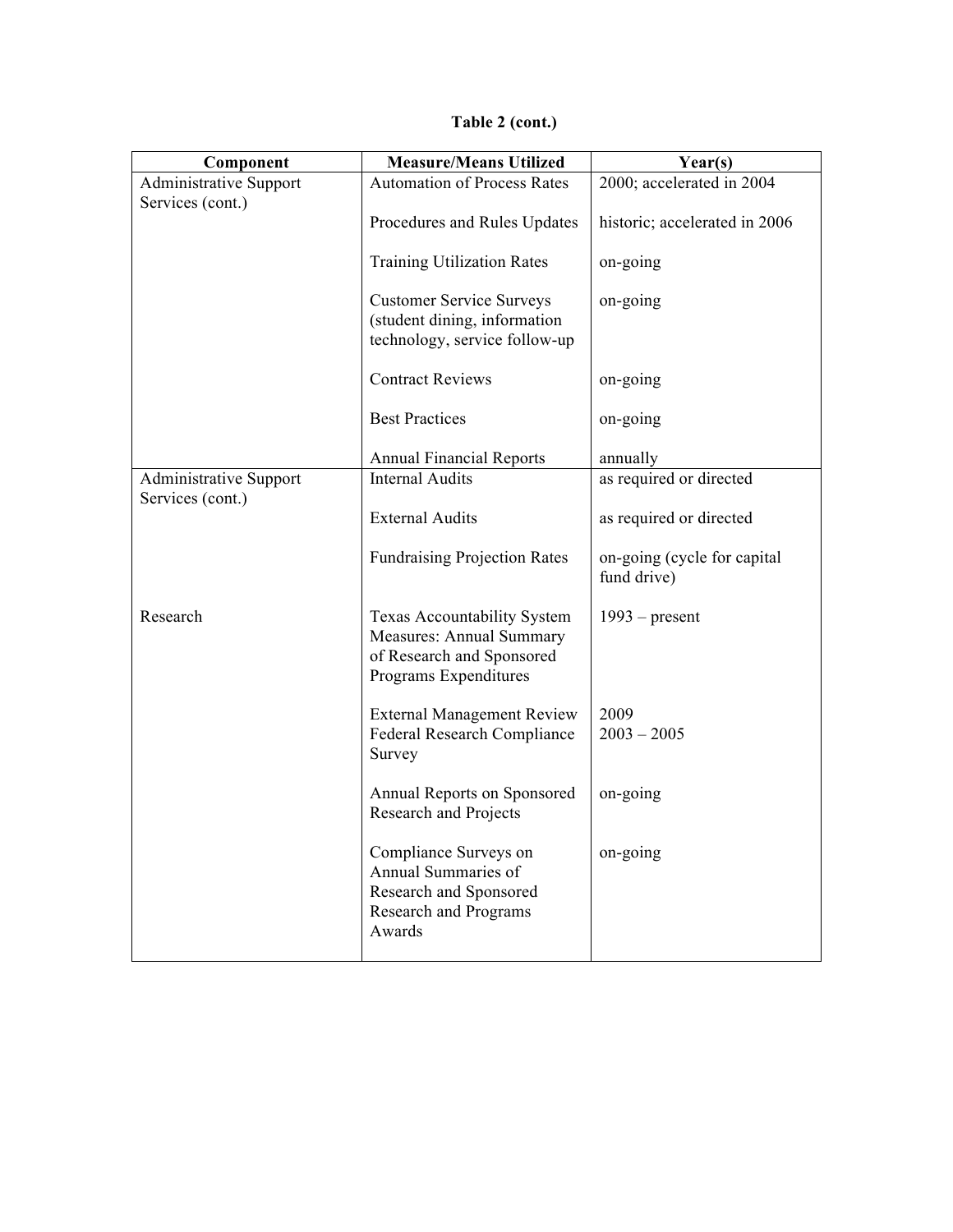**Table 2 (cont.)**

| Component | Measure/Means Utilized | Year(s) |
|---|---|---|
| Administrative Support Services (cont.) | Automation of Process Rates | 2000; accelerated in 2004 |
| | Procedures and Rules Updates | historic; accelerated in 2006 |
| | Training Utilization Rates | on-going |
| | Customer Service Surveys (student dining, information technology, service follow-up | on-going |
| | Contract Reviews | on-going |
| | Best Practices | on-going |
| | Annual Financial Reports | annually |
| Administrative Support Services (cont.) | Internal Audits | as required or directed |
| | External Audits | as required or directed |
| | Fundraising Projection Rates | on-going (cycle for capital fund drive) |
| Research | Texas Accountability System Measures: Annual Summary of Research and Sponsored Programs Expenditures | 1993 – present |
| | External Management Review<br>Federal Research Compliance Survey | 2009<br>2003 – 2005 |
| | Annual Reports on Sponsored Research and Projects | on-going |
| | Compliance Surveys on Annual Summaries of Research and Sponsored Research and Programs Awards | on-going |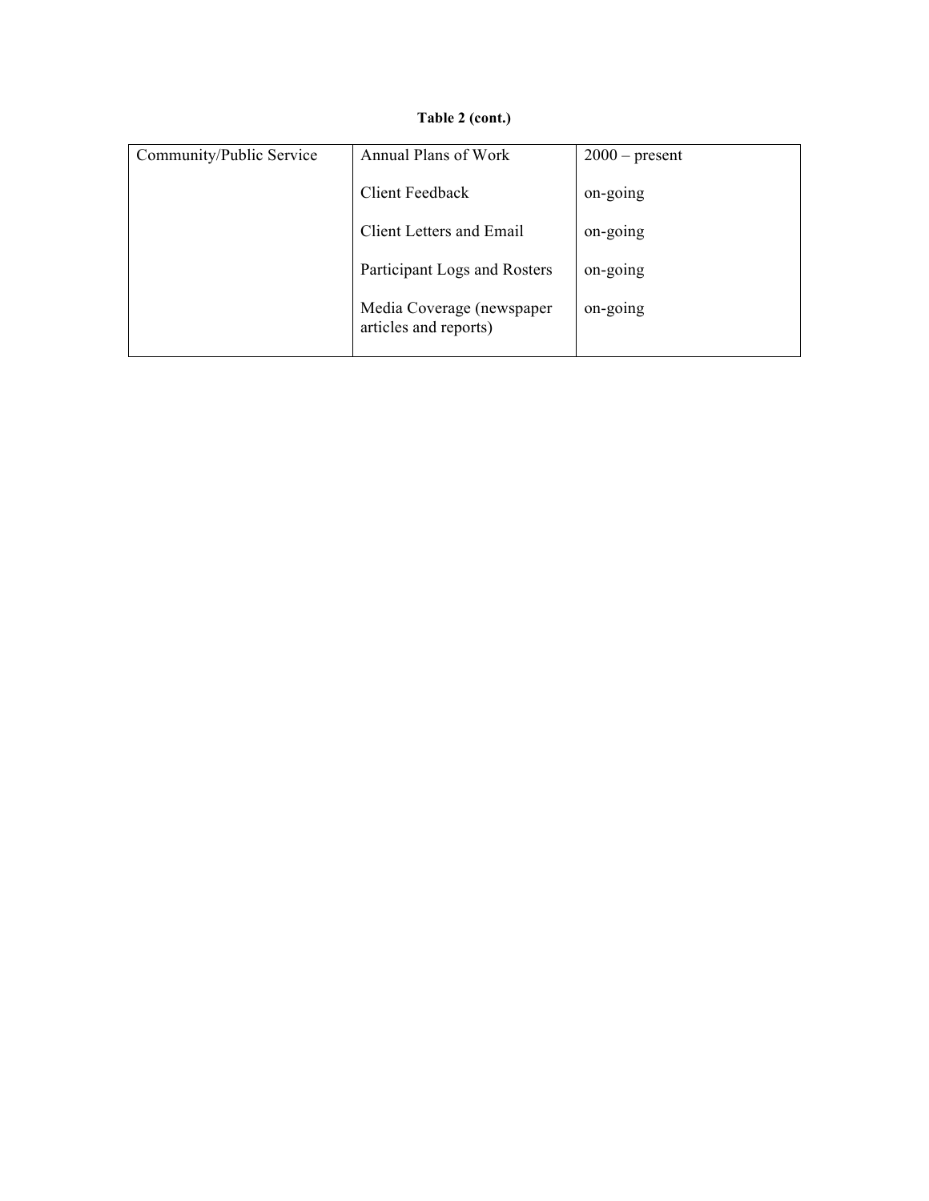**Table 2 (cont.)**

| | | |
|---|---|---|
| Community/Public Service | Annual Plans of Work | 2000 – present |
| | Client Feedback | on-going |
| | Client Letters and Email | on-going |
| | Participant Logs and Rosters | on-going |
| | Media Coverage (newspaper articles and reports) | on-going |